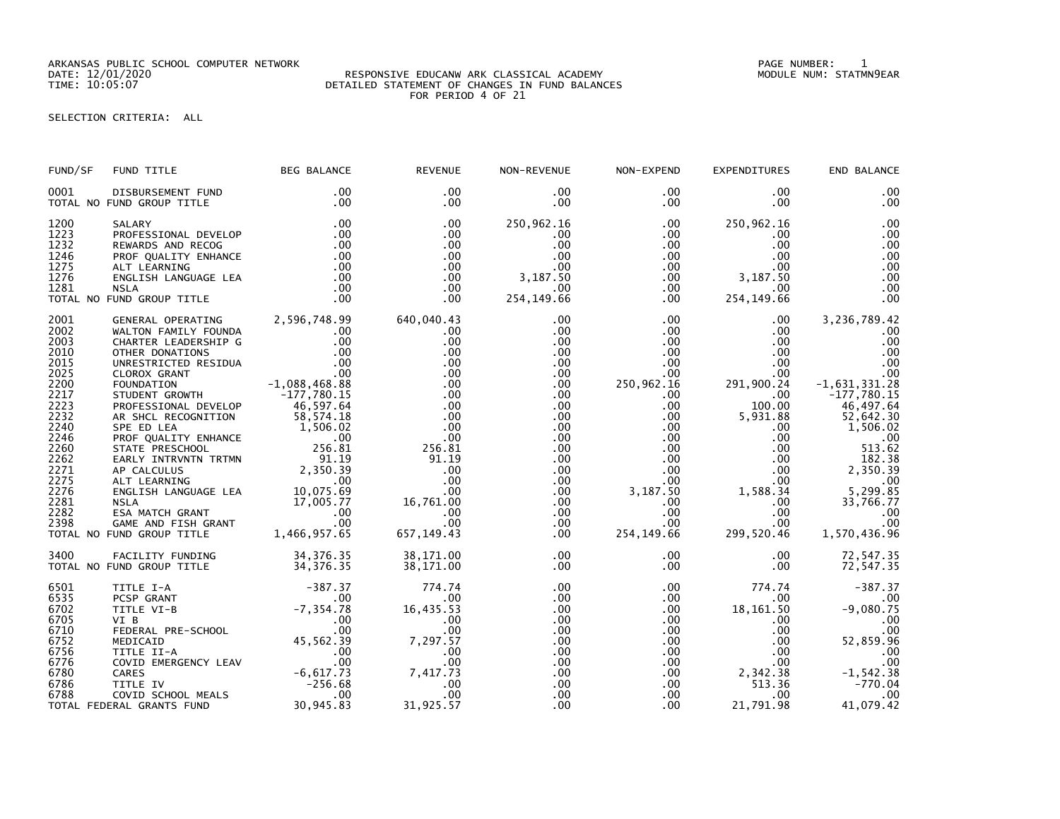ARKANSAS PUBLIC SCHOOL COMPUTER NETWORK
DATE: 12/01/2020
TIME: 10:05:07

RESPONSIVE EDUCANW ARK CLASSICAL ACADEMY
DETAILED STATEMENT OF CHANGES IN FUND BALANCES
FOR PERIOD 4 OF 21

PAGE NUMBER: 1
MODULE NUM: STATMN9EAR

SELECTION CRITERIA: ALL

| FUND/SF | FUND TITLE | BEG BALANCE | REVENUE | NON-REVENUE | NON-EXPEND | EXPENDITURES | END BALANCE |
|---|---|---|---|---|---|---|---|
| 0001 | DISBURSEMENT FUND | .00 | .00 | .00 | .00 | .00 | .00 |
| TOTAL NO FUND GROUP TITLE | | .00 | .00 | .00 | .00 | .00 | .00 |
| 1200 | SALARY | .00 | .00 | 250,962.16 | .00 | 250,962.16 | .00 |
| 1223 | PROFESSIONAL DEVELOP | .00 | .00 | .00 | .00 | .00 | .00 |
| 1232 | REWARDS AND RECOG | .00 | .00 | .00 | .00 | .00 | .00 |
| 1246 | PROF QUALITY ENHANCE | .00 | .00 | .00 | .00 | .00 | .00 |
| 1275 | ALT LEARNING | .00 | .00 | .00 | .00 | .00 | .00 |
| 1276 | ENGLISH LANGUAGE LEA | .00 | .00 | 3,187.50 | .00 | 3,187.50 | .00 |
| 1281 | NSLA | .00 | .00 | .00 | .00 | .00 | .00 |
| TOTAL NO FUND GROUP TITLE | | .00 | .00 | 254,149.66 | .00 | 254,149.66 | .00 |
| 2001 | GENERAL OPERATING | 2,596,748.99 | 640,040.43 | .00 | .00 | .00 | 3,236,789.42 |
| 2002 | WALTON FAMILY FOUNDA | .00 | .00 | .00 | .00 | .00 | .00 |
| 2003 | CHARTER LEADERSHIP G | .00 | .00 | .00 | .00 | .00 | .00 |
| 2010 | OTHER DONATIONS | .00 | .00 | .00 | .00 | .00 | .00 |
| 2015 | UNRESTRICTED RESIDUA | .00 | .00 | .00 | .00 | .00 | .00 |
| 2025 | CLOROX GRANT | .00 | .00 | .00 | .00 | .00 | .00 |
| 2200 | FOUNDATION | -1,088,468.88 | .00 | .00 | 250,962.16 | 291,900.24 | -1,631,331.28 |
| 2217 | STUDENT GROWTH | -177,780.15 | .00 | .00 | .00 | .00 | -177,780.15 |
| 2223 | PROFESSIONAL DEVELOP | 46,597.64 | .00 | .00 | .00 | 100.00 | 46,497.64 |
| 2232 | AR SHCL RECOGNITION | 58,574.18 | .00 | .00 | .00 | 5,931.88 | 52,642.30 |
| 2240 | SPE ED LEA | 1,506.02 | .00 | .00 | .00 | .00 | 1,506.02 |
| 2246 | PROF QUALITY ENHANCE | .00 | .00 | .00 | .00 | .00 | .00 |
| 2260 | STATE PRESCHOOL | 256.81 | 256.81 | .00 | .00 | .00 | 513.62 |
| 2262 | EARLY INTRVNTN TRTMN | 91.19 | 91.19 | .00 | .00 | .00 | 182.38 |
| 2271 | AP CALCULUS | 2,350.39 | .00 | .00 | .00 | .00 | 2,350.39 |
| 2275 | ALT LEARNING | .00 | .00 | .00 | .00 | .00 | .00 |
| 2276 | ENGLISH LANGUAGE LEA | 10,075.69 | .00 | .00 | 3,187.50 | 1,588.34 | 5,299.85 |
| 2281 | NSLA | 17,005.77 | 16,761.00 | .00 | .00 | .00 | 33,766.77 |
| 2282 | ESA MATCH GRANT | .00 | .00 | .00 | .00 | .00 | .00 |
| 2398 | GAME AND FISH GRANT | .00 | .00 | .00 | .00 | .00 | .00 |
| TOTAL NO FUND GROUP TITLE | | 1,466,957.65 | 657,149.43 | .00 | 254,149.66 | 299,520.46 | 1,570,436.96 |
| 3400 | FACILITY FUNDING | 34,376.35 | 38,171.00 | .00 | .00 | .00 | 72,547.35 |
| TOTAL NO FUND GROUP TITLE | | 34,376.35 | 38,171.00 | .00 | .00 | .00 | 72,547.35 |
| 6501 | TITLE I-A | -387.37 | 774.74 | .00 | .00 | 774.74 | -387.37 |
| 6535 | PCSP GRANT | .00 | .00 | .00 | .00 | .00 | .00 |
| 6702 | TITLE VI-B | -7,354.78 | 16,435.53 | .00 | .00 | 18,161.50 | -9,080.75 |
| 6705 | VI B | .00 | .00 | .00 | .00 | .00 | .00 |
| 6710 | FEDERAL PRE-SCHOOL | .00 | .00 | .00 | .00 | .00 | .00 |
| 6752 | MEDICAID | 45,562.39 | 7,297.57 | .00 | .00 | .00 | 52,859.96 |
| 6756 | TITLE II-A | .00 | .00 | .00 | .00 | .00 | .00 |
| 6776 | COVID EMERGENCY LEAV | .00 | .00 | .00 | .00 | .00 | .00 |
| 6780 | CARES | -6,617.73 | 7,417.73 | .00 | .00 | 2,342.38 | -1,542.38 |
| 6786 | TITLE IV | -256.68 | .00 | .00 | .00 | 513.36 | -770.04 |
| 6788 | COVID SCHOOL MEALS | .00 | .00 | .00 | .00 | .00 | .00 |
| TOTAL FEDERAL GRANTS FUND | | 30,945.83 | 31,925.57 | .00 | .00 | 21,791.98 | 41,079.42 |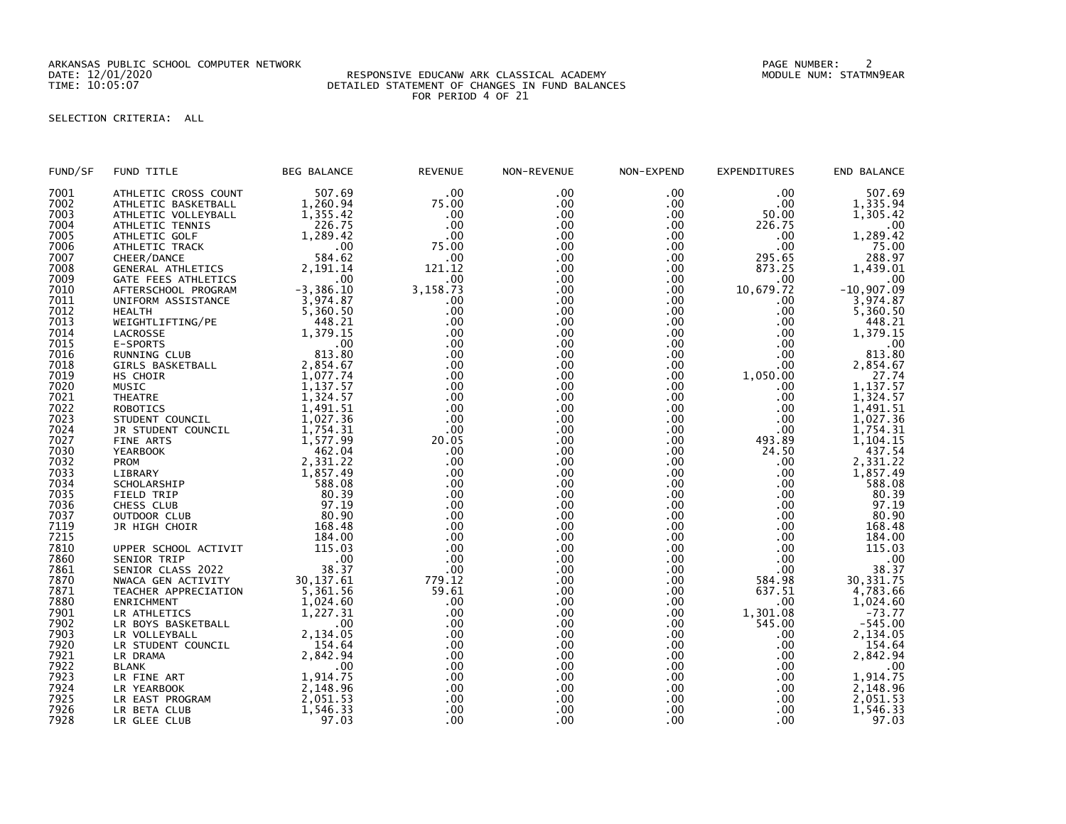ARKANSAS PUBLIC SCHOOL COMPUTER NETWORK
DATE: 12/01/2020
TIME: 10:05:07

RESPONSIVE EDUCANW ARK CLASSICAL ACADEMY
DETAILED STATEMENT OF CHANGES IN FUND BALANCES
FOR PERIOD 4 OF 21

PAGE NUMBER: 2
MODULE NUM: STATMN9EAR

SELECTION CRITERIA: ALL

| FUND/SF | FUND TITLE | BEG BALANCE | REVENUE | NON-REVENUE | NON-EXPEND | EXPENDITURES | END BALANCE |
|---|---|---|---|---|---|---|---|
| 7001 | ATHLETIC CROSS COUNT | 507.69 | .00 | .00 | .00 | .00 | 507.69 |
| 7002 | ATHLETIC BASKETBALL | 1,260.94 | 75.00 | .00 | .00 | .00 | 1,335.94 |
| 7003 | ATHLETIC VOLLEYBALL | 1,355.42 | .00 | .00 | .00 | 50.00 | 1,305.42 |
| 7004 | ATHLETIC TENNIS | 226.75 | .00 | .00 | .00 | 226.75 | .00 |
| 7005 | ATHLETIC GOLF | 1,289.42 | .00 | .00 | .00 | .00 | 1,289.42 |
| 7006 | ATHLETIC TRACK | .00 | 75.00 | .00 | .00 | .00 | 75.00 |
| 7007 | CHEER/DANCE | 584.62 | .00 | .00 | .00 | 295.65 | 288.97 |
| 7008 | GENERAL ATHLETICS | 2,191.14 | 121.12 | .00 | .00 | 873.25 | 1,439.01 |
| 7009 | GATE FEES ATHLETICS | .00 | .00 | .00 | .00 | .00 | .00 |
| 7010 | AFTERSCHOOL PROGRAM | -3,386.10 | 3,158.73 | .00 | .00 | 10,679.72 | -10,907.09 |
| 7011 | UNIFORM ASSISTANCE | 3,974.87 | .00 | .00 | .00 | .00 | 3,974.87 |
| 7012 | HEALTH | 5,360.50 | .00 | .00 | .00 | .00 | 5,360.50 |
| 7013 | WEIGHTLIFTING/PE | 448.21 | .00 | .00 | .00 | .00 | 448.21 |
| 7014 | LACROSSE | 1,379.15 | .00 | .00 | .00 | .00 | 1,379.15 |
| 7015 | E-SPORTS | .00 | .00 | .00 | .00 | .00 | .00 |
| 7016 | RUNNING CLUB | 813.80 | .00 | .00 | .00 | .00 | 813.80 |
| 7018 | GIRLS BASKETBALL | 2,854.67 | .00 | .00 | .00 | .00 | 2,854.67 |
| 7019 | HS CHOIR | 1,077.74 | .00 | .00 | .00 | 1,050.00 | 27.74 |
| 7020 | MUSIC | 1,137.57 | .00 | .00 | .00 | .00 | 1,137.57 |
| 7021 | THEATRE | 1,324.57 | .00 | .00 | .00 | .00 | 1,324.57 |
| 7022 | ROBOTICS | 1,491.51 | .00 | .00 | .00 | .00 | 1,491.51 |
| 7023 | STUDENT COUNCIL | 1,027.36 | .00 | .00 | .00 | .00 | 1,027.36 |
| 7024 | JR STUDENT COUNCIL | 1,754.31 | .00 | .00 | .00 | .00 | 1,754.31 |
| 7027 | FINE ARTS | 1,577.99 | 20.05 | .00 | .00 | 493.89 | 1,104.15 |
| 7030 | YEARBOOK | 462.04 | .00 | .00 | .00 | 24.50 | 437.54 |
| 7032 | PROM | 2,331.22 | .00 | .00 | .00 | .00 | 2,331.22 |
| 7033 | LIBRARY | 1,857.49 | .00 | .00 | .00 | .00 | 1,857.49 |
| 7034 | SCHOLARSHIP | 588.08 | .00 | .00 | .00 | .00 | 588.08 |
| 7035 | FIELD TRIP | 80.39 | .00 | .00 | .00 | .00 | 80.39 |
| 7036 | CHESS CLUB | 97.19 | .00 | .00 | .00 | .00 | 97.19 |
| 7037 | OUTDOOR CLUB | 80.90 | .00 | .00 | .00 | .00 | 80.90 |
| 7119 | JR HIGH CHOIR | 168.48 | .00 | .00 | .00 | .00 | 168.48 |
| 7215 | | 184.00 | .00 | .00 | .00 | .00 | 184.00 |
| 7810 | UPPER SCHOOL ACTIVIT | 115.03 | .00 | .00 | .00 | .00 | 115.03 |
| 7860 | SENIOR TRIP | .00 | .00 | .00 | .00 | .00 | .00 |
| 7861 | SENIOR CLASS 2022 | 38.37 | .00 | .00 | .00 | .00 | 38.37 |
| 7870 | NWACA GEN ACTIVITY | 30,137.61 | 779.12 | .00 | .00 | 584.98 | 30,331.75 |
| 7871 | TEACHER APPRECIATION | 5,361.56 | 59.61 | .00 | .00 | 637.51 | 4,783.66 |
| 7880 | ENRICHMENT | 1,024.60 | .00 | .00 | .00 | .00 | 1,024.60 |
| 7901 | LR ATHLETICS | 1,227.31 | .00 | .00 | .00 | 1,301.08 | -73.77 |
| 7902 | LR BOYS BASKETBALL | .00 | .00 | .00 | .00 | 545.00 | -545.00 |
| 7903 | LR VOLLEYBALL | 2,134.05 | .00 | .00 | .00 | .00 | 2,134.05 |
| 7920 | LR STUDENT COUNCIL | 154.64 | .00 | .00 | .00 | .00 | 154.64 |
| 7921 | LR DRAMA | 2,842.94 | .00 | .00 | .00 | .00 | 2,842.94 |
| 7922 | BLANK | .00 | .00 | .00 | .00 | .00 | .00 |
| 7923 | LR FINE ART | 1,914.75 | .00 | .00 | .00 | .00 | 1,914.75 |
| 7924 | LR YEARBOOK | 2,148.96 | .00 | .00 | .00 | .00 | 2,148.96 |
| 7925 | LR EAST PROGRAM | 2,051.53 | .00 | .00 | .00 | .00 | 2,051.53 |
| 7926 | LR BETA CLUB | 1,546.33 | .00 | .00 | .00 | .00 | 1,546.33 |
| 7928 | LR GLEE CLUB | 97.03 | .00 | .00 | .00 | .00 | 97.03 |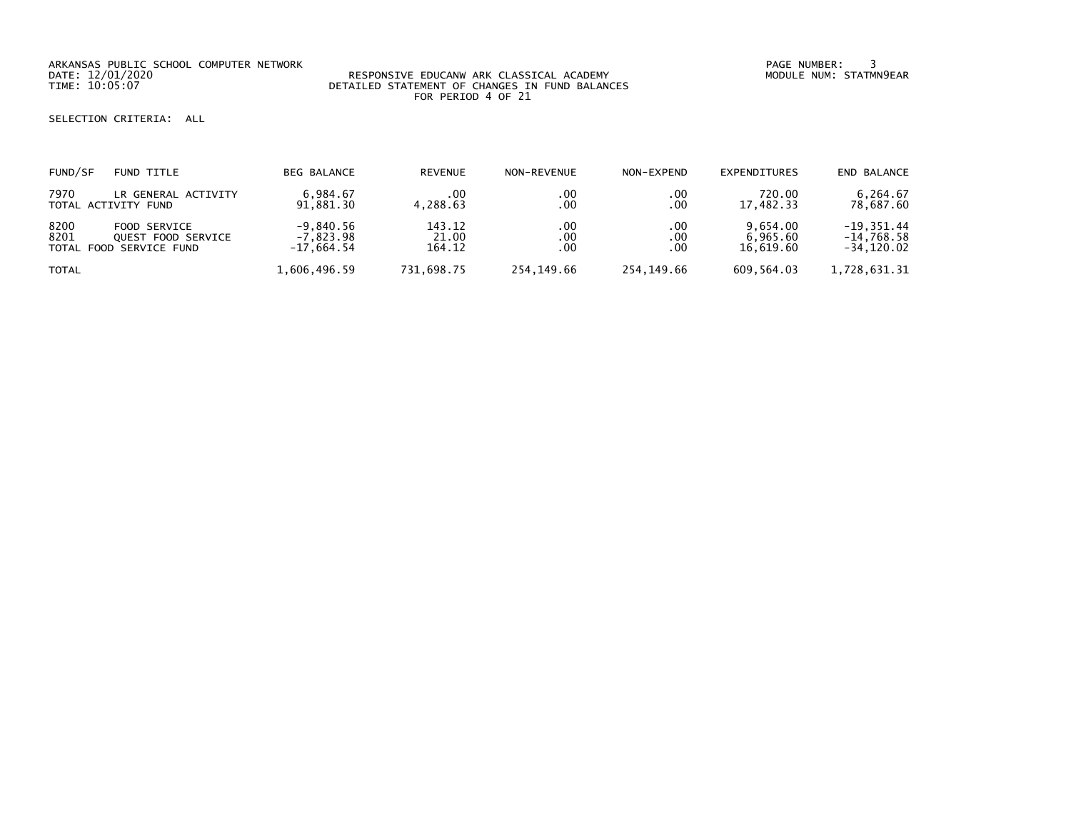ARKANSAS PUBLIC SCHOOL COMPUTER NETWORK
DATE: 12/01/2020
TIME: 10:05:07

RESPONSIVE EDUCANW ARK CLASSICAL ACADEMY
DETAILED STATEMENT OF CHANGES IN FUND BALANCES
FOR PERIOD 4 OF 21

PAGE NUMBER: 3
MODULE NUM: STATMN9EAR

SELECTION CRITERIA: ALL

| FUND/SF | FUND TITLE | BEG BALANCE | REVENUE | NON-REVENUE | NON-EXPEND | EXPENDITURES | END BALANCE |
|---|---|---|---|---|---|---|---|
| 7970 | LR GENERAL ACTIVITY | 6,984.67 | .00 | .00 | .00 | 720.00 | 6,264.67 |
| TOTAL ACTIVITY FUND | | 91,881.30 | 4,288.63 | .00 | .00 | 17,482.33 | 78,687.60 |
| 8200 | FOOD SERVICE | -9,840.56 | 143.12 | .00 | .00 | 9,654.00 | -19,351.44 |
| 8201 | QUEST FOOD SERVICE | -7,823.98 | 21.00 | .00 | .00 | 6,965.60 | -14,768.58 |
| TOTAL FOOD SERVICE FUND | | -17,664.54 | 164.12 | .00 | .00 | 16,619.60 | -34,120.02 |
| TOTAL | | 1,606,496.59 | 731,698.75 | 254,149.66 | 254,149.66 | 609,564.03 | 1,728,631.31 |